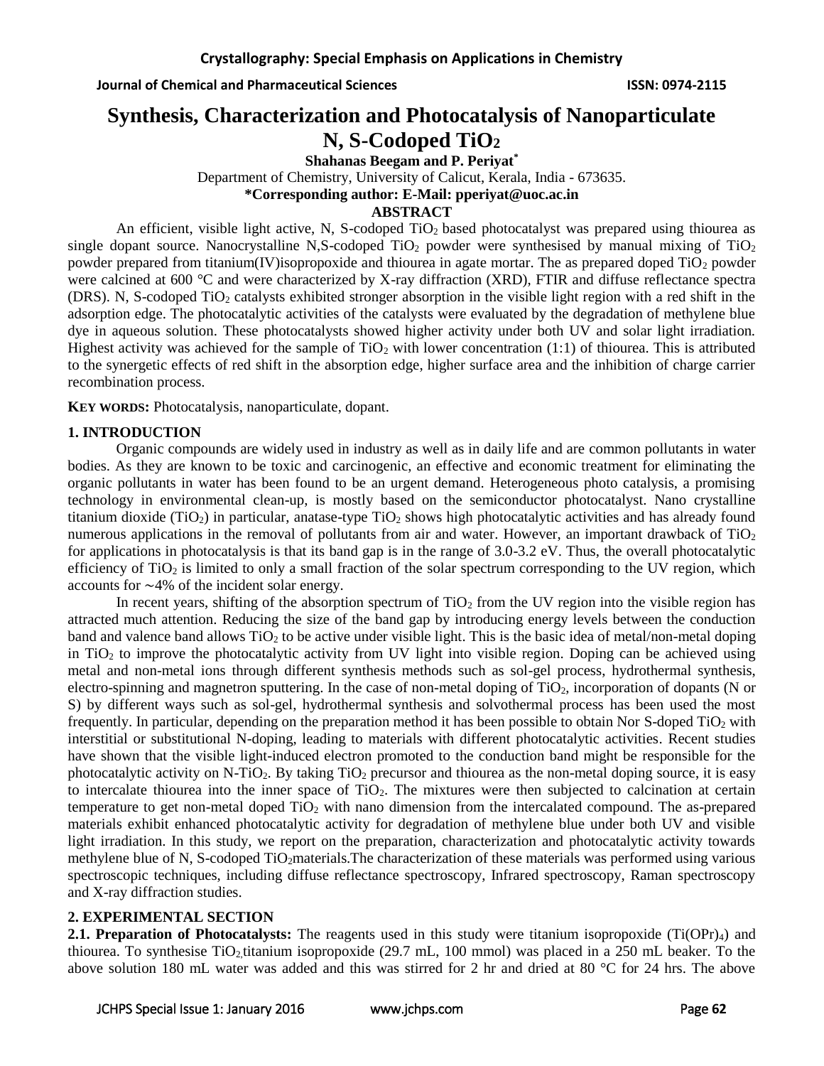# Synthesis, Characterization and Photocatalysis of Nanoparticulate N, S-Codoped $TiO_2$

**Shahanas Beegam and P. Periyat***

Department of Chemistry, University of Calicut, Kerala, India - 673635.

**\*Corresponding author: E-Mail: pperiyat@uoc.ac.in**

## ABSTRACT

An efficient, visible light active, N, S-codoped $TiO_2$ based photocatalyst was prepared using thiourea as single dopant source. Nanocrystalline N,S-codoped $TiO_2$ powder were synthesised by manual mixing of $TiO_2$ powder prepared from titanium(IV)isopropoxide and thiourea in agate mortar. The as prepared doped $TiO_2$ powder were calcined at 600 °C and were characterized by X-ray diffraction (XRD), FTIR and diffuse reflectance spectra (DRS). N, S-codoped $TiO_2$ catalysts exhibited stronger absorption in the visible light region with a red shift in the adsorption edge. The photocatalytic activities of the catalysts were evaluated by the degradation of methylene blue dye in aqueous solution. These photocatalysts showed higher activity under both UV and solar light irradiation. Highest activity was achieved for the sample of $TiO_2$ with lower concentration (1:1) of thiourea. This is attributed to the synergetic effects of red shift in the absorption edge, higher surface area and the inhibition of charge carrier recombination process.

**KEY WORDS:** Photocatalysis, nanoparticulate, dopant.

## 1. INTRODUCTION

Organic compounds are widely used in industry as well as in daily life and are common pollutants in water bodies. As they are known to be toxic and carcinogenic, an effective and economic treatment for eliminating the organic pollutants in water has been found to be an urgent demand. Heterogeneous photo catalysis, a promising technology in environmental clean-up, is mostly based on the semiconductor photocatalyst. Nano crystalline titanium dioxide ($TiO_2$) in particular, anatase-type $TiO_2$ shows high photocatalytic activities and has already found numerous applications in the removal of pollutants from air and water. However, an important drawback of $TiO_2$ for applications in photocatalysis is that its band gap is in the range of 3.0-3.2 eV. Thus, the overall photocatalytic efficiency of $TiO_2$ is limited to only a small fraction of the solar spectrum corresponding to the UV region, which accounts for ∼4% of the incident solar energy.

In recent years, shifting of the absorption spectrum of $TiO_2$ from the UV region into the visible region has attracted much attention. Reducing the size of the band gap by introducing energy levels between the conduction band and valence band allows $TiO_2$ to be active under visible light. This is the basic idea of metal/non-metal doping in $TiO_2$ to improve the photocatalytic activity from UV light into visible region. Doping can be achieved using metal and non-metal ions through different synthesis methods such as sol-gel process, hydrothermal synthesis, electro-spinning and magnetron sputtering. In the case of non-metal doping of $TiO_2$, incorporation of dopants (N or S) by different ways such as sol-gel, hydrothermal synthesis and solvothermal process has been used the most frequently. In particular, depending on the preparation method it has been possible to obtain Nor S-doped $TiO_2$ with interstitial or substitutional N-doping, leading to materials with different photocatalytic activities. Recent studies have shown that the visible light-induced electron promoted to the conduction band might be responsible for the photocatalytic activity on N-$TiO_2$. By taking $TiO_2$ precursor and thiourea as the non-metal doping source, it is easy to intercalate thiourea into the inner space of $TiO_2$. The mixtures were then subjected to calcination at certain temperature to get non-metal doped $TiO_2$ with nano dimension from the intercalated compound. The as-prepared materials exhibit enhanced photocatalytic activity for degradation of methylene blue under both UV and visible light irradiation. In this study, we report on the preparation, characterization and photocatalytic activity towards methylene blue of N, S-codoped $TiO_2$materials.The characterization of these materials was performed using various spectroscopic techniques, including diffuse reflectance spectroscopy, Infrared spectroscopy, Raman spectroscopy and X-ray diffraction studies.

## 2. EXPERIMENTAL SECTION

**2.1. Preparation of Photocatalysts:** The reagents used in this study were titanium isopropoxide ($Ti(OPr)_4$) and thiourea. To synthesise $TiO_2$,titanium isopropoxide (29.7 mL, 100 mmol) was placed in a 250 mL beaker. To the above solution 180 mL water was added and this was stirred for 2 hr and dried at 80 °C for 24 hrs. The above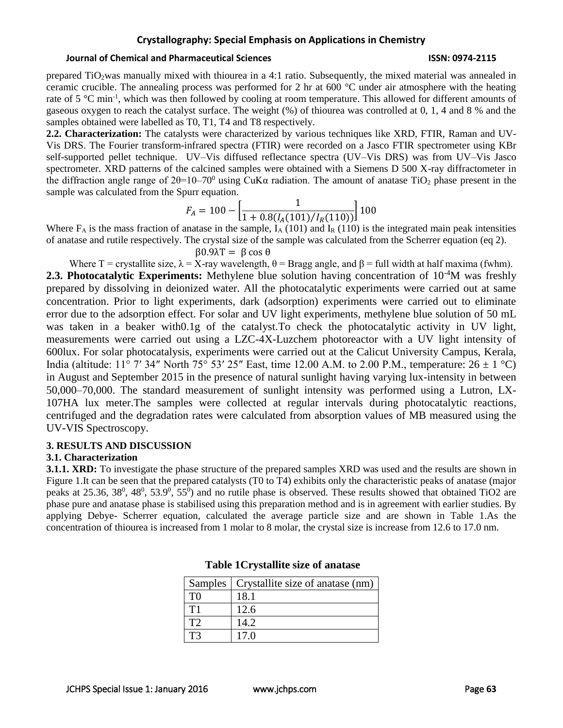prepared $TiO_2$was manually mixed with thiourea in a 4:1 ratio. Subsequently, the mixed material was annealed in ceramic crucible. The annealing process was performed for 2 hr at 600 °C under air atmosphere with the heating rate of 5 °C min$^{-1}$, which was then followed by cooling at room temperature. This allowed for different amounts of gaseous oxygen to reach the catalyst surface. The weight (%) of thiourea was controlled at 0, 1, 4 and 8 % and the samples obtained were labelled as T0, T1, T4 and T8 respectively.

**2.2. Characterization:** The catalysts were characterized by various techniques like XRD, FTIR, Raman and UV-Vis DRS. The Fourier transform-infrared spectra (FTIR) were recorded on a Jasco FTIR spectrometer using KBr self-supported pellet technique. UV–Vis diffused reflectance spectra (UV–Vis DRS) was from UV–Vis Jasco spectrometer. XRD patterns of the calcined samples were obtained with a Siemens D 500 X-ray diffractometer in the diffraction angle range of 2θ=10–70$^0$ using CuKα radiation. The amount of anatase $TiO_2$ phase present in the sample was calculated from the Spurr equation.

$$F_A = 100 - \left[\frac{1}{1 + 0.8(I_A(101)/I_R(110))}\right] 100$$

Where $F_A$ is the mass fraction of anatase in the sample, $I_A$ (101) and $I_R$ (110) is the integrated main peak intensities of anatase and rutile respectively. The crystal size of the sample was calculated from the Scherrer equation (eq 2).

$$\beta 0.9\lambda T = \beta \cos \theta$$

Where T = crystallite size, λ = X-ray wavelength, θ = Bragg angle, and β = full width at half maxima (fwhm).

**2.3. Photocatalytic Experiments:** Methylene blue solution having concentration of $10^{-4}$M was freshly prepared by dissolving in deionized water. All the photocatalytic experiments were carried out at same concentration. Prior to light experiments, dark (adsorption) experiments were carried out to eliminate error due to the adsorption effect. For solar and UV light experiments, methylene blue solution of 50 mL was taken in a beaker with0.1g of the catalyst.To check the photocatalytic activity in UV light, measurements were carried out using a LZC-4X-Luzchem photoreactor with a UV light intensity of 600lux. For solar photocatalysis, experiments were carried out at the Calicut University Campus, Kerala, India (altitude: 11° 7′ 34″ North 75° 53′ 25″ East, time 12.00 A.M. to 2.00 P.M., temperature: 26 ± 1 °C) in August and September 2015 in the presence of natural sunlight having varying lux-intensity in between 50,000–70,000. The standard measurement of sunlight intensity was performed using a Lutron, LX-107HA lux meter.The samples were collected at regular intervals during photocatalytic reactions, centrifuged and the degradation rates were calculated from absorption values of MB measured using the UV-VIS Spectroscopy.

## 3. RESULTS AND DISCUSSION

### 3.1. Characterization

**3.1.1. XRD:** To investigate the phase structure of the prepared samples XRD was used and the results are shown in Figure 1.It can be seen that the prepared catalysts (T0 to T4) exhibits only the characteristic peaks of anatase (major peaks at 25.36, 38$^0$, 48$^0$, 53.9$^0$, 55$^0$) and no rutile phase is observed. These results showed that obtained TiO2 are phase pure and anatase phase is stabilised using this preparation method and is in agreement with earlier studies. By applying Debye- Scherrer equation, calculated the average particle size and are shown in Table 1.As the concentration of thiourea is increased from 1 molar to 8 molar, the crystal size is increase from 12.6 to 17.0 nm.

**Table 1Crystallite size of anatase**

| Samples | Crystallite size of anatase (nm) |
|---|---|
| T0 | 18.1 |
| T1 | 12.6 |
| T2 | 14.2 |
| T3 | 17.0 |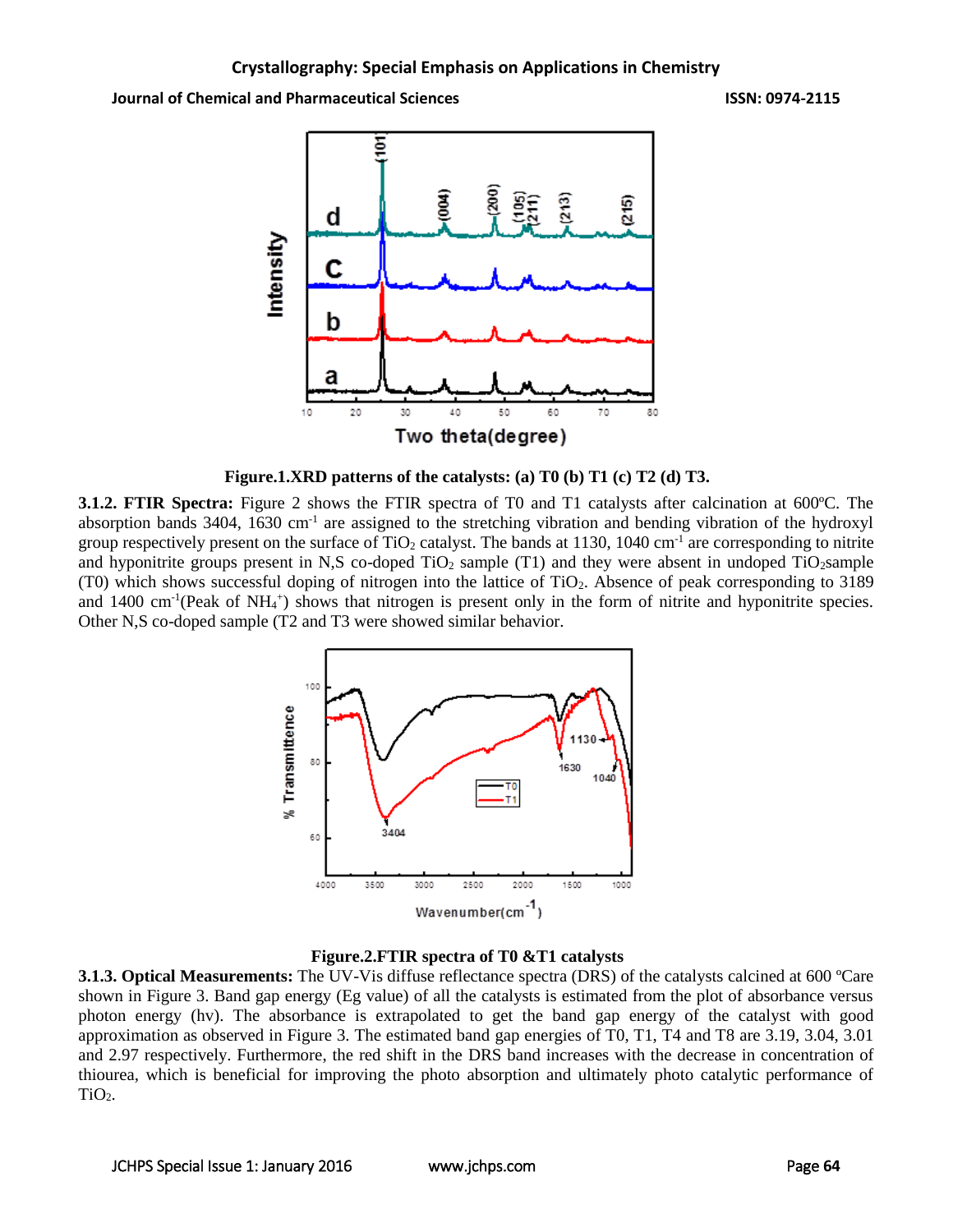Figure.1.XRD patterns of the catalysts: (a) T0 (b) T1 (c) T2 (d) T3.

**3.1.2. FTIR Spectra:** Figure 2 shows the FTIR spectra of T0 and T1 catalysts after calcination at 600ºC. The absorption bands 3404, 1630 $cm^{-1}$ are assigned to the stretching vibration and bending vibration of the hydroxyl group respectively present on the surface of $TiO_2$ catalyst. The bands at 1130, 1040 $cm^{-1}$ are corresponding to nitrite and hyponitrite groups present in N,S co-doped $TiO_2$ sample (T1) and they were absent in undoped $TiO_2$sample (T0) which shows successful doping of nitrogen into the lattice of $TiO_2$. Absence of peak corresponding to 3189 and 1400 $cm^{-1}$(Peak of $NH_4^+$) shows that nitrogen is present only in the form of nitrite and hyponitrite species. Other N,S co-doped sample (T2 and T3 were showed similar behavior.

Figure.2.FTIR spectra of T0 &T1 catalysts

**3.1.3. Optical Measurements:** The UV-Vis diffuse reflectance spectra (DRS) of the catalysts calcined at 600 ºCare shown in Figure 3. Band gap energy (Eg value) of all the catalysts is estimated from the plot of absorbance versus photon energy (hv). The absorbance is extrapolated to get the band gap energy of the catalyst with good approximation as observed in Figure 3. The estimated band gap energies of T0, T1, T4 and T8 are 3.19, 3.04, 3.01 and 2.97 respectively. Furthermore, the red shift in the DRS band increases with the decrease in concentration of thiourea, which is beneficial for improving the photo absorption and ultimately photo catalytic performance of $TiO_2$.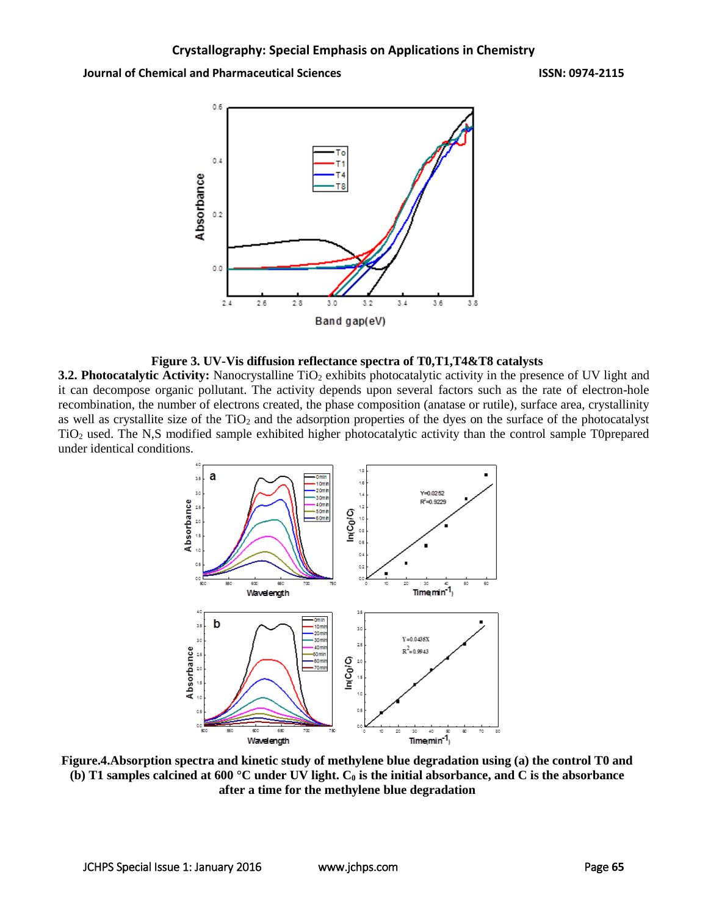Figure 3. UV-Vis diffusion reflectance spectra of T0,T1,T4&T8 catalysts

**3.2. Photocatalytic Activity:** Nanocrystalline $TiO_2$ exhibits photocatalytic activity in the presence of UV light and it can decompose organic pollutant. The activity depends upon several factors such as the rate of electron-hole recombination, the number of electrons created, the phase composition (anatase or rutile), surface area, crystallinity as well as crystallite size of the $TiO_2$ and the adsorption properties of the dyes on the surface of the photocatalyst $TiO_2$ used. The N,S modified sample exhibited higher photocatalytic activity than the control sample T0prepared under identical conditions.

**Figure.4.Absorption spectra and kinetic study of methylene blue degradation using (a) the control T0 and (b) T1 samples calcined at 600 °C under UV light. $C_0$ is the initial absorbance, and C is the absorbance after a time for the methylene blue degradation**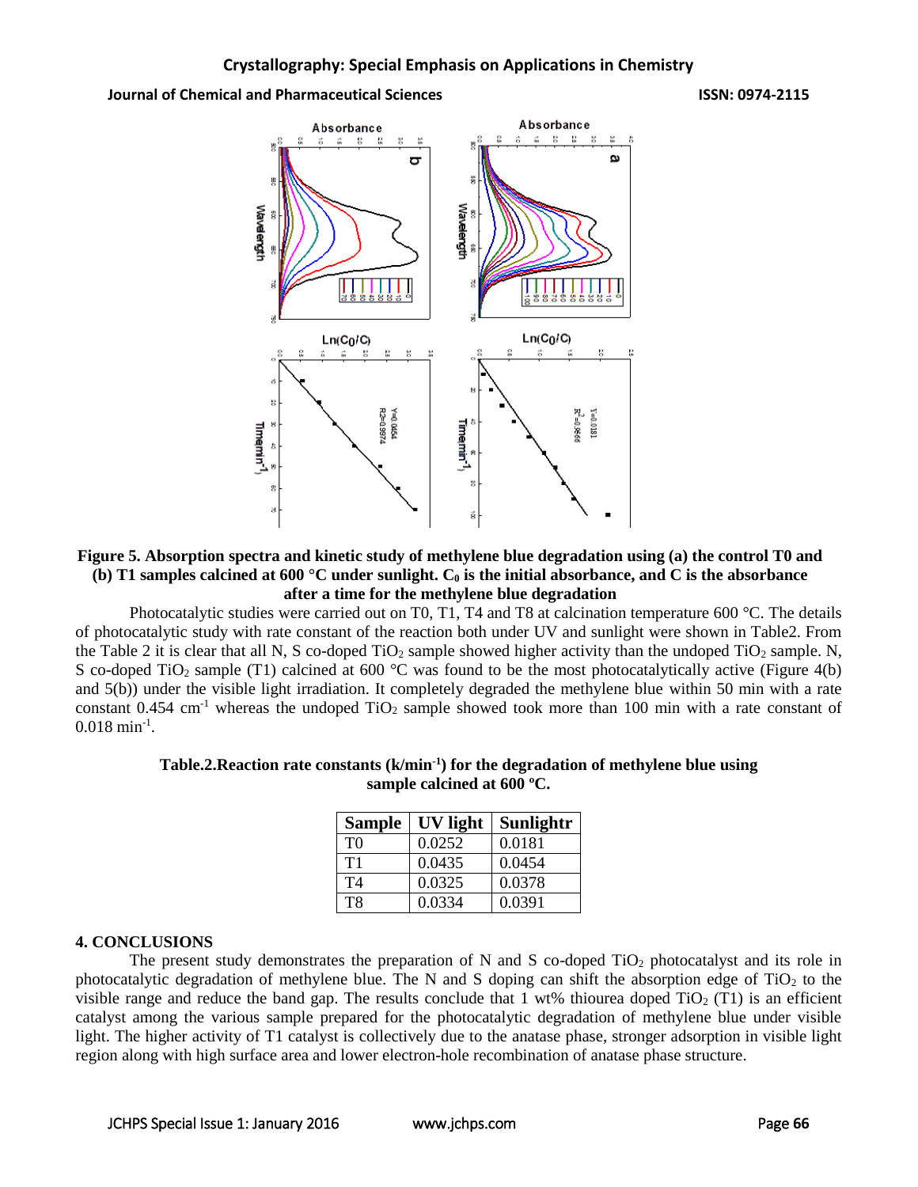Figure 5. Absorption spectra and kinetic study of methylene blue degradation using (a) the control T0 and (b) T1 samples calcined at 600 °C under sunlight. $C_0$ is the initial absorbance, and C is the absorbance after a time for the methylene blue degradation

Photocatalytic studies were carried out on T0, T1, T4 and T8 at calcination temperature 600 °C. The details of photocatalytic study with rate constant of the reaction both under UV and sunlight were shown in Table2. From the Table 2 it is clear that all N, S co-doped $TiO_2$ sample showed higher activity than the undoped $TiO_2$ sample. N, S co-doped $TiO_2$ sample (T1) calcined at 600 °C was found to be the most photocatalytically active (Figure 4(b) and 5(b)) under the visible light irradiation. It completely degraded the methylene blue within 50 min with a rate constant 0.454 $cm^{-1}$ whereas the undoped $TiO_2$ sample showed took more than 100 min with a rate constant of 0.018 $min^{-1}$.

**Table.2.Reaction rate constants ($k/min^{-1}$) for the degradation of methylene blue using sample calcined at 600 ºC.**

| Sample | UV light | Sunlightr |
|---|---|---|
| T0 | 0.0252 | 0.0181 |
| T1 | 0.0435 | 0.0454 |
| T4 | 0.0325 | 0.0378 |
| T8 | 0.0334 | 0.0391 |

## 4. CONCLUSIONS

The present study demonstrates the preparation of N and S co-doped $TiO_2$ photocatalyst and its role in photocatalytic degradation of methylene blue. The N and S doping can shift the absorption edge of $TiO_2$ to the visible range and reduce the band gap. The results conclude that 1 wt% thiourea doped $TiO_2$ (T1) is an efficient catalyst among the various sample prepared for the photocatalytic degradation of methylene blue under visible light. The higher activity of T1 catalyst is collectively due to the anatase phase, stronger adsorption in visible light region along with high surface area and lower electron-hole recombination of anatase phase structure.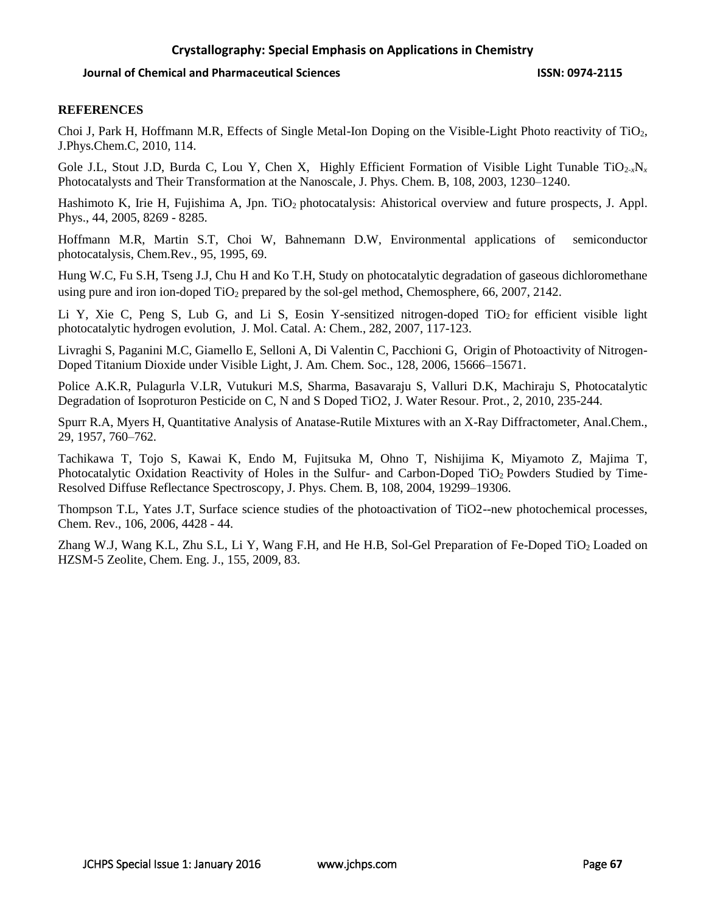## REFERENCES

Choi J, Park H, Hoffmann M.R, Effects of Single Metal-Ion Doping on the Visible-Light Photo reactivity of $TiO_2$, J.Phys.Chem.C, 2010, 114.

Gole J.L, Stout J.D, Burda C, Lou Y, Chen X, Highly Efficient Formation of Visible Light Tunable $TiO_{2-x}N_x$ Photocatalysts and Their Transformation at the Nanoscale, J. Phys. Chem. B, 108, 2003, 1230–1240.

Hashimoto K, Irie H, Fujishima A, Jpn. $TiO_2$ photocatalysis: Ahistorical overview and future prospects, J. Appl. Phys., 44, 2005, 8269 - 8285.

Hoffmann M.R, Martin S.T, Choi W, Bahnemann D.W, Environmental applications of semiconductor photocatalysis, Chem.Rev., 95, 1995, 69.

Hung W.C, Fu S.H, Tseng J.J, Chu H and Ko T.H, Study on photocatalytic degradation of gaseous dichloromethane using pure and iron ion-doped $TiO_2$ prepared by the sol-gel method, Chemosphere, 66, 2007, 2142.

Li Y, Xie C, Peng S, Lub G, and Li S, Eosin Y-sensitized nitrogen-doped $TiO_2$ for efficient visible light photocatalytic hydrogen evolution, J. Mol. Catal. A: Chem., 282, 2007, 117-123.

Livraghi S, Paganini M.C, Giamello E, Selloni A, Di Valentin C, Pacchioni G, Origin of Photoactivity of Nitrogen-Doped Titanium Dioxide under Visible Light, J. Am. Chem. Soc., 128, 2006, 15666–15671.

Police A.K.R, Pulagurla V.LR, Vutukuri M.S, Sharma, Basavaraju S, Valluri D.K, Machiraju S, Photocatalytic Degradation of Isoproturon Pesticide on C, N and S Doped TiO2, J. Water Resour. Prot., 2, 2010, 235-244.

Spurr R.A, Myers H, Quantitative Analysis of Anatase-Rutile Mixtures with an X-Ray Diffractometer, Anal.Chem., 29, 1957, 760–762.

Tachikawa T, Tojo S, Kawai K, Endo M, Fujitsuka M, Ohno T, Nishijima K, Miyamoto Z, Majima T, Photocatalytic Oxidation Reactivity of Holes in the Sulfur- and Carbon-Doped $TiO_2$ Powders Studied by Time-Resolved Diffuse Reflectance Spectroscopy, J. Phys. Chem. B, 108, 2004, 19299–19306.

Thompson T.L, Yates J.T, Surface science studies of the photoactivation of TiO2--new photochemical processes, Chem. Rev., 106, 2006, 4428 - 44.

Zhang W.J, Wang K.L, Zhu S.L, Li Y, Wang F.H, and He H.B, Sol-Gel Preparation of Fe-Doped $TiO_2$ Loaded on HZSM-5 Zeolite, Chem. Eng. J., 155, 2009, 83.